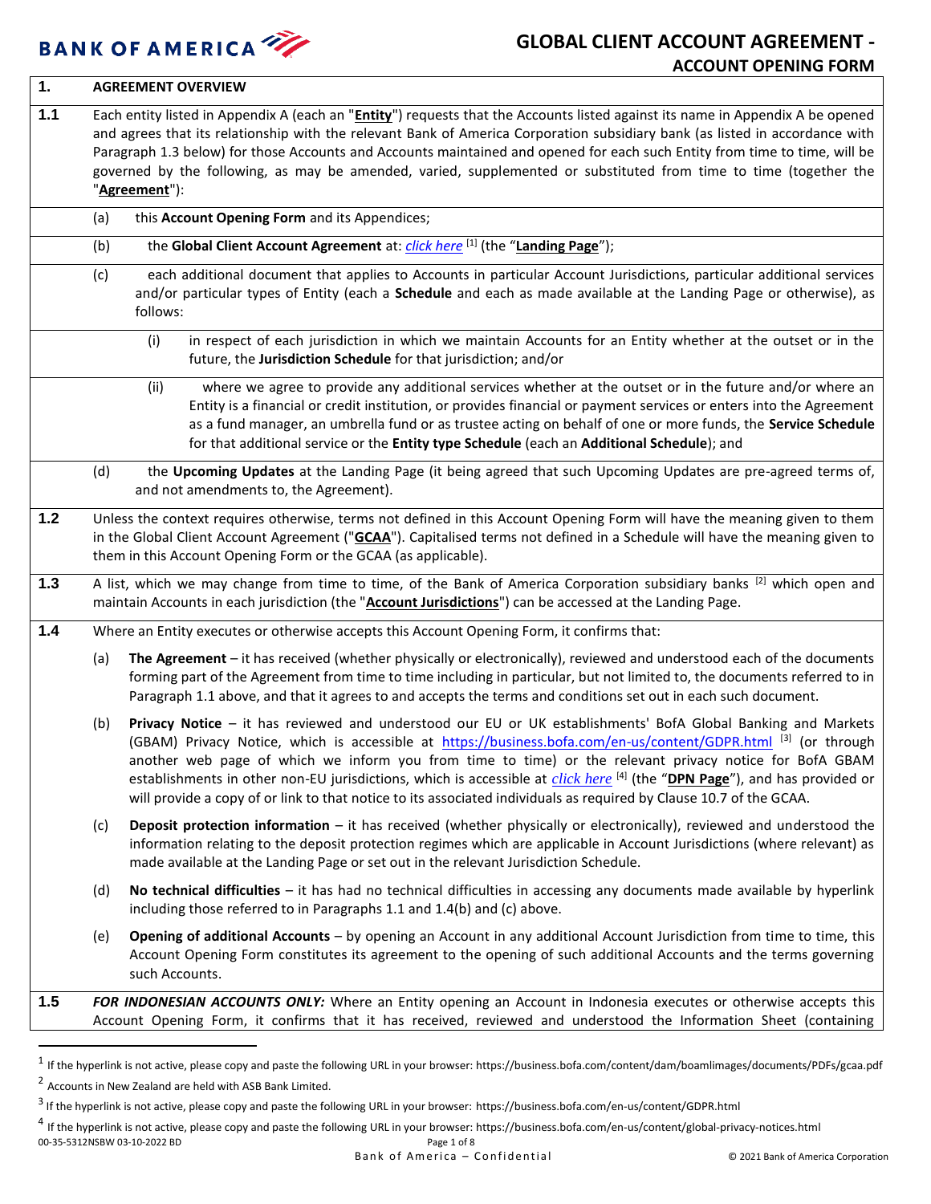# GLOBAL CLIENT ACCOUNT AGREEMENT - ACCOUNT OPENING FORM

## 1. AGREEMENT OVERVIEW

**1.1** Each entity listed in Appendix A (each an "**Entity**") requests that the Accounts listed against its name in Appendix A be opened and agrees that its relationship with the relevant Bank of America Corporation subsidiary bank (as listed in accordance with Paragraph 1.3 below) for those Accounts and Accounts maintained and opened for each such Entity from time to time, will be governed by the following, as may be amended, varied, supplemented or substituted from time to time (together the "**Agreement**"):

(a) this **Account Opening Form** and its Appendices;

(b) the **Global Client Account Agreement** at: *click here* [1] (the "**Landing Page**");

(c) each additional document that applies to Accounts in particular Account Jurisdictions, particular additional services and/or particular types of Entity (each a **Schedule** and each as made available at the Landing Page or otherwise), as follows:

(i) in respect of each jurisdiction in which we maintain Accounts for an Entity whether at the outset or in the future, the **Jurisdiction Schedule** for that jurisdiction; and/or

(ii) where we agree to provide any additional services whether at the outset or in the future and/or where an Entity is a financial or credit institution, or provides financial or payment services or enters into the Agreement as a fund manager, an umbrella fund or as trustee acting on behalf of one or more funds, the **Service Schedule** for that additional service or the **Entity type Schedule** (each an **Additional Schedule**); and

(d) the **Upcoming Updates** at the Landing Page (it being agreed that such Upcoming Updates are pre-agreed terms of, and not amendments to, the Agreement).

**1.2** Unless the context requires otherwise, terms not defined in this Account Opening Form will have the meaning given to them in the Global Client Account Agreement ("**GCAA**"). Capitalised terms not defined in a Schedule will have the meaning given to them in this Account Opening Form or the GCAA (as applicable).

**1.3** A list, which we may change from time to time, of the Bank of America Corporation subsidiary banks [2] which open and maintain Accounts in each jurisdiction (the "**Account Jurisdictions**") can be accessed at the Landing Page.

**1.4** Where an Entity executes or otherwise accepts this Account Opening Form, it confirms that:

(a) **The Agreement** – it has received (whether physically or electronically), reviewed and understood each of the documents forming part of the Agreement from time to time including in particular, but not limited to, the documents referred to in Paragraph 1.1 above, and that it agrees to and accepts the terms and conditions set out in each such document.

(b) **Privacy Notice** – it has reviewed and understood our EU or UK establishments' BofA Global Banking and Markets (GBAM) Privacy Notice, which is accessible at https://business.bofa.com/en-us/content/GDPR.html [3] (or through another web page of which we inform you from time to time) or the relevant privacy notice for BofA GBAM establishments in other non-EU jurisdictions, which is accessible at *click here* [4] (the "**DPN Page**"), and has provided or will provide a copy of or link to that notice to its associated individuals as required by Clause 10.7 of the GCAA.

(c) **Deposit protection information** – it has received (whether physically or electronically), reviewed and understood the information relating to the deposit protection regimes which are applicable in Account Jurisdictions (where relevant) as made available at the Landing Page or set out in the relevant Jurisdiction Schedule.

(d) **No technical difficulties** – it has had no technical difficulties in accessing any documents made available by hyperlink including those referred to in Paragraphs 1.1 and 1.4(b) and (c) above.

(e) **Opening of additional Accounts** – by opening an Account in any additional Account Jurisdiction from time to time, this Account Opening Form constitutes its agreement to the opening of such additional Accounts and the terms governing such Accounts.

**1.5** *FOR INDONESIAN ACCOUNTS ONLY:* Where an Entity opening an Account in Indonesia executes or otherwise accepts this Account Opening Form, it confirms that it has received, reviewed and understood the Information Sheet (containing

---

[1] If the hyperlink is not active, please copy and paste the following URL in your browser: https://business.bofa.com/content/dam/boamlimages/documents/PDFs/gcaa.pdf

[2] Accounts in New Zealand are held with ASB Bank Limited.

[3] If the hyperlink is not active, please copy and paste the following URL in your browser: https://business.bofa.com/en-us/content/GDPR.html

[4] If the hyperlink is not active, please copy and paste the following URL in your browser: https://business.bofa.com/en-us/content/global-privacy-notices.html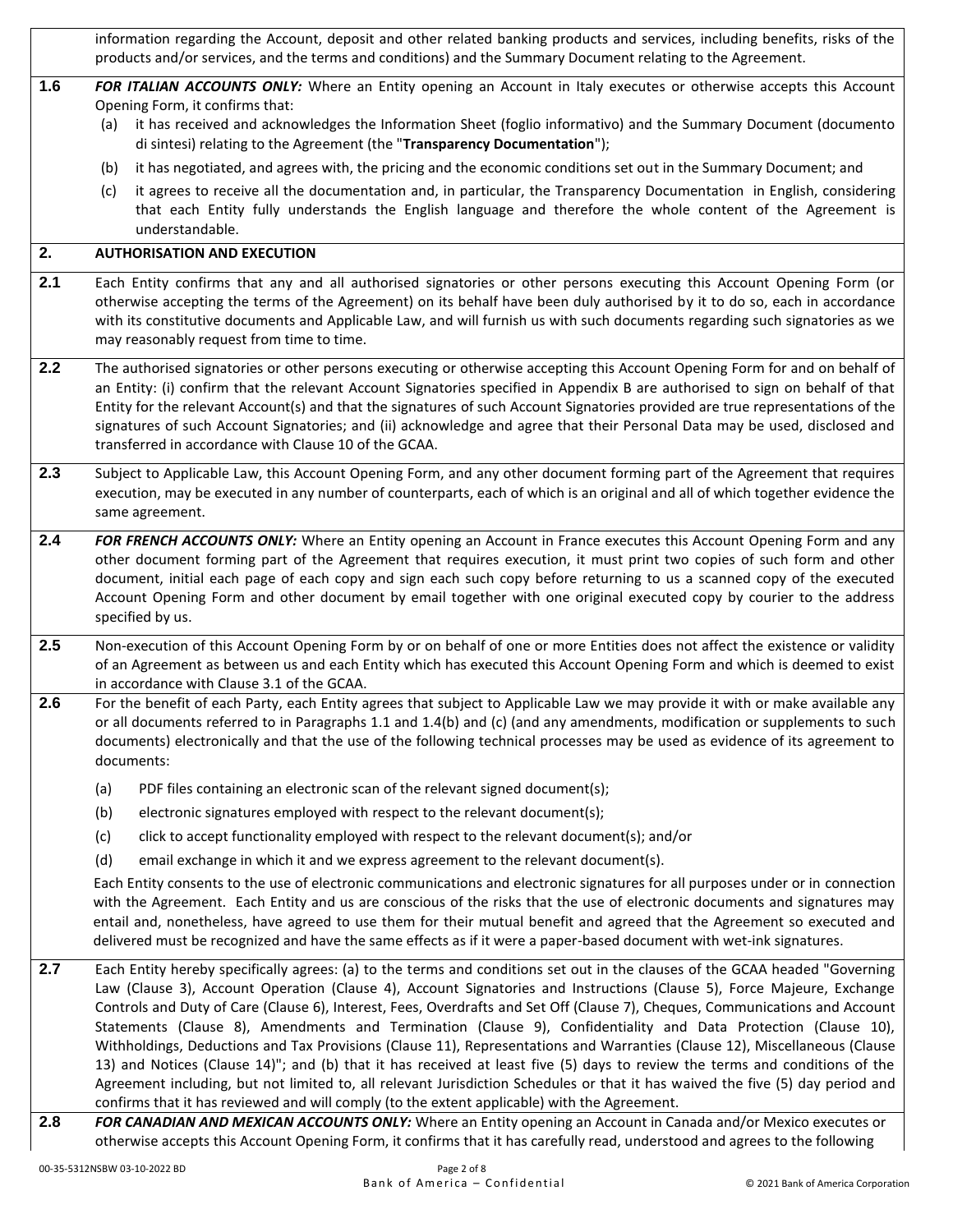information regarding the Account, deposit and other related banking products and services, including benefits, risks of the products and/or services, and the terms and conditions) and the Summary Document relating to the Agreement.

**1.6** ***FOR ITALIAN ACCOUNTS ONLY:*** Where an Entity opening an Account in Italy executes or otherwise accepts this Account Opening Form, it confirms that:

(a) it has received and acknowledges the Information Sheet (foglio informativo) and the Summary Document (documento di sintesi) relating to the Agreement (the "**Transparency Documentation**");

(b) it has negotiated, and agrees with, the pricing and the economic conditions set out in the Summary Document; and

(c) it agrees to receive all the documentation and, in particular, the Transparency Documentation in English, considering that each Entity fully understands the English language and therefore the whole content of the Agreement is understandable.

## 2. AUTHORISATION AND EXECUTION

**2.1** Each Entity confirms that any and all authorised signatories or other persons executing this Account Opening Form (or otherwise accepting the terms of the Agreement) on its behalf have been duly authorised by it to do so, each in accordance with its constitutive documents and Applicable Law, and will furnish us with such documents regarding such signatories as we may reasonably request from time to time.

**2.2** The authorised signatories or other persons executing or otherwise accepting this Account Opening Form for and on behalf of an Entity: (i) confirm that the relevant Account Signatories specified in Appendix B are authorised to sign on behalf of that Entity for the relevant Account(s) and that the signatures of such Account Signatories provided are true representations of the signatures of such Account Signatories; and (ii) acknowledge and agree that their Personal Data may be used, disclosed and transferred in accordance with Clause 10 of the GCAA.

**2.3** Subject to Applicable Law, this Account Opening Form, and any other document forming part of the Agreement that requires execution, may be executed in any number of counterparts, each of which is an original and all of which together evidence the same agreement.

**2.4** ***FOR FRENCH ACCOUNTS ONLY:*** Where an Entity opening an Account in France executes this Account Opening Form and any other document forming part of the Agreement that requires execution, it must print two copies of such form and other document, initial each page of each copy and sign each such copy before returning to us a scanned copy of the executed Account Opening Form and other document by email together with one original executed copy by courier to the address specified by us.

**2.5** Non-execution of this Account Opening Form by or on behalf of one or more Entities does not affect the existence or validity of an Agreement as between us and each Entity which has executed this Account Opening Form and which is deemed to exist in accordance with Clause 3.1 of the GCAA.

**2.6** For the benefit of each Party, each Entity agrees that subject to Applicable Law we may provide it with or make available any or all documents referred to in Paragraphs 1.1 and 1.4(b) and (c) (and any amendments, modification or supplements to such documents) electronically and that the use of the following technical processes may be used as evidence of its agreement to documents:

(a) PDF files containing an electronic scan of the relevant signed document(s);

(b) electronic signatures employed with respect to the relevant document(s);

(c) click to accept functionality employed with respect to the relevant document(s); and/or

(d) email exchange in which it and we express agreement to the relevant document(s).

Each Entity consents to the use of electronic communications and electronic signatures for all purposes under or in connection with the Agreement. Each Entity and us are conscious of the risks that the use of electronic documents and signatures may entail and, nonetheless, have agreed to use them for their mutual benefit and agreed that the Agreement so executed and delivered must be recognized and have the same effects as if it were a paper-based document with wet-ink signatures.

**2.7** Each Entity hereby specifically agrees: (a) to the terms and conditions set out in the clauses of the GCAA headed "Governing Law (Clause 3), Account Operation (Clause 4), Account Signatories and Instructions (Clause 5), Force Majeure, Exchange Controls and Duty of Care (Clause 6), Interest, Fees, Overdrafts and Set Off (Clause 7), Cheques, Communications and Account Statements (Clause 8), Amendments and Termination (Clause 9), Confidentiality and Data Protection (Clause 10), Withholdings, Deductions and Tax Provisions (Clause 11), Representations and Warranties (Clause 12), Miscellaneous (Clause 13) and Notices (Clause 14)"; and (b) that it has received at least five (5) days to review the terms and conditions of the Agreement including, but not limited to, all relevant Jurisdiction Schedules or that it has waived the five (5) day period and confirms that it has reviewed and will comply (to the extent applicable) with the Agreement.

**2.8** ***FOR CANADIAN AND MEXICAN ACCOUNTS ONLY:*** Where an Entity opening an Account in Canada and/or Mexico executes or otherwise accepts this Account Opening Form, it confirms that it has carefully read, understood and agrees to the following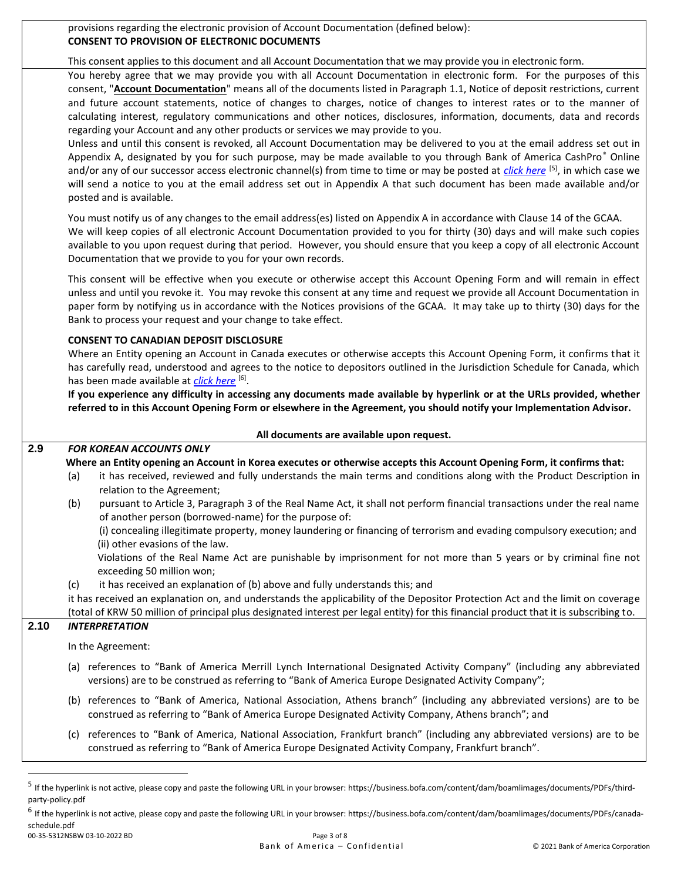provisions regarding the electronic provision of Account Documentation (defined below):

**CONSENT TO PROVISION OF ELECTRONIC DOCUMENTS**

This consent applies to this document and all Account Documentation that we may provide you in electronic form.

You hereby agree that we may provide you with all Account Documentation in electronic form. For the purposes of this consent, "**Account Documentation**" means all of the documents listed in Paragraph 1.1, Notice of deposit restrictions, current and future account statements, notice of changes to charges, notice of changes to interest rates or to the manner of calculating interest, regulatory communications and other notices, disclosures, information, documents, data and records regarding your Account and any other products or services we may provide to you.

Unless and until this consent is revoked, all Account Documentation may be delivered to you at the email address set out in Appendix A, designated by you for such purpose, may be made available to you through Bank of America CashPro® Online and/or any of our successor access electronic channel(s) from time to time or may be posted at *click here* [5], in which case we will send a notice to you at the email address set out in Appendix A that such document has been made available and/or posted and is available.

You must notify us of any changes to the email address(es) listed on Appendix A in accordance with Clause 14 of the GCAA. We will keep copies of all electronic Account Documentation provided to you for thirty (30) days and will make such copies available to you upon request during that period. However, you should ensure that you keep a copy of all electronic Account Documentation that we provide to you for your own records.

This consent will be effective when you execute or otherwise accept this Account Opening Form and will remain in effect unless and until you revoke it. You may revoke this consent at any time and request we provide all Account Documentation in paper form by notifying us in accordance with the Notices provisions of the GCAA. It may take up to thirty (30) days for the Bank to process your request and your change to take effect.

**CONSENT TO CANADIAN DEPOSIT DISCLOSURE**

Where an Entity opening an Account in Canada executes or otherwise accepts this Account Opening Form, it confirms that it has carefully read, understood and agrees to the notice to depositors outlined in the Jurisdiction Schedule for Canada, which has been made available at *click here* [6].

**If you experience any difficulty in accessing any documents made available by hyperlink or at the URLs provided, whether referred to in this Account Opening Form or elsewhere in the Agreement, you should notify your Implementation Advisor.**

**All documents are available upon request.**

**2.9 *FOR KOREAN ACCOUNTS ONLY***

**Where an Entity opening an Account in Korea executes or otherwise accepts this Account Opening Form, it confirms that:**

(a) it has received, reviewed and fully understands the main terms and conditions along with the Product Description in relation to the Agreement;

(b) pursuant to Article 3, Paragraph 3 of the Real Name Act, it shall not perform financial transactions under the real name of another person (borrowed-name) for the purpose of:

(i) concealing illegitimate property, money laundering or financing of terrorism and evading compulsory execution; and
(ii) other evasions of the law.

Violations of the Real Name Act are punishable by imprisonment for not more than 5 years or by criminal fine not exceeding 50 million won;

(c) it has received an explanation of (b) above and fully understands this; and

it has received an explanation on, and understands the applicability of the Depositor Protection Act and the limit on coverage (total of KRW 50 million of principal plus designated interest per legal entity) for this financial product that it is subscribing to.

**2.10 *INTERPRETATION***

In the Agreement:

(a) references to "Bank of America Merrill Lynch International Designated Activity Company" (including any abbreviated versions) are to be construed as referring to "Bank of America Europe Designated Activity Company";

(b) references to "Bank of America, National Association, Athens branch" (including any abbreviated versions) are to be construed as referring to "Bank of America Europe Designated Activity Company, Athens branch"; and

(c) references to "Bank of America, National Association, Frankfurt branch" (including any abbreviated versions) are to be construed as referring to "Bank of America Europe Designated Activity Company, Frankfurt branch".

---

[5] If the hyperlink is not active, please copy and paste the following URL in your browser: https://business.bofa.com/content/dam/boamlimages/documents/PDFs/third-party-policy.pdf

[6] If the hyperlink is not active, please copy and paste the following URL in your browser: https://business.bofa.com/content/dam/boamlimages/documents/PDFs/canada-schedule.pdf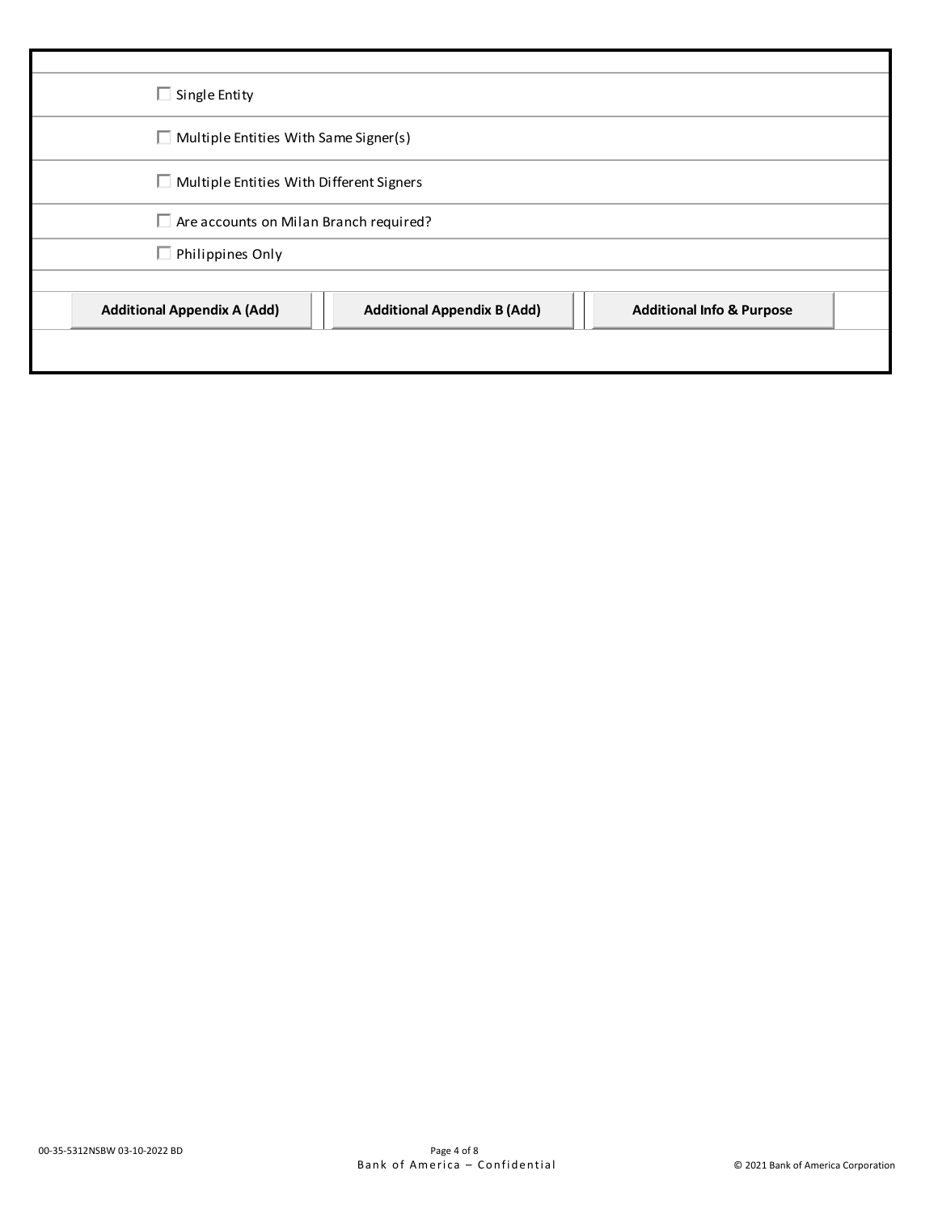- ☐ Single Entity
- ☐ Multiple Entities With Same Signer(s)
- ☐ Multiple Entities With Different Signers
- ☐ Are accounts on Milan Branch required?
- ☐ Philippines Only

| **Additional Appendix A (Add)** | **Additional Appendix B (Add)** | **Additional Info & Purpose** |
|---|---|---|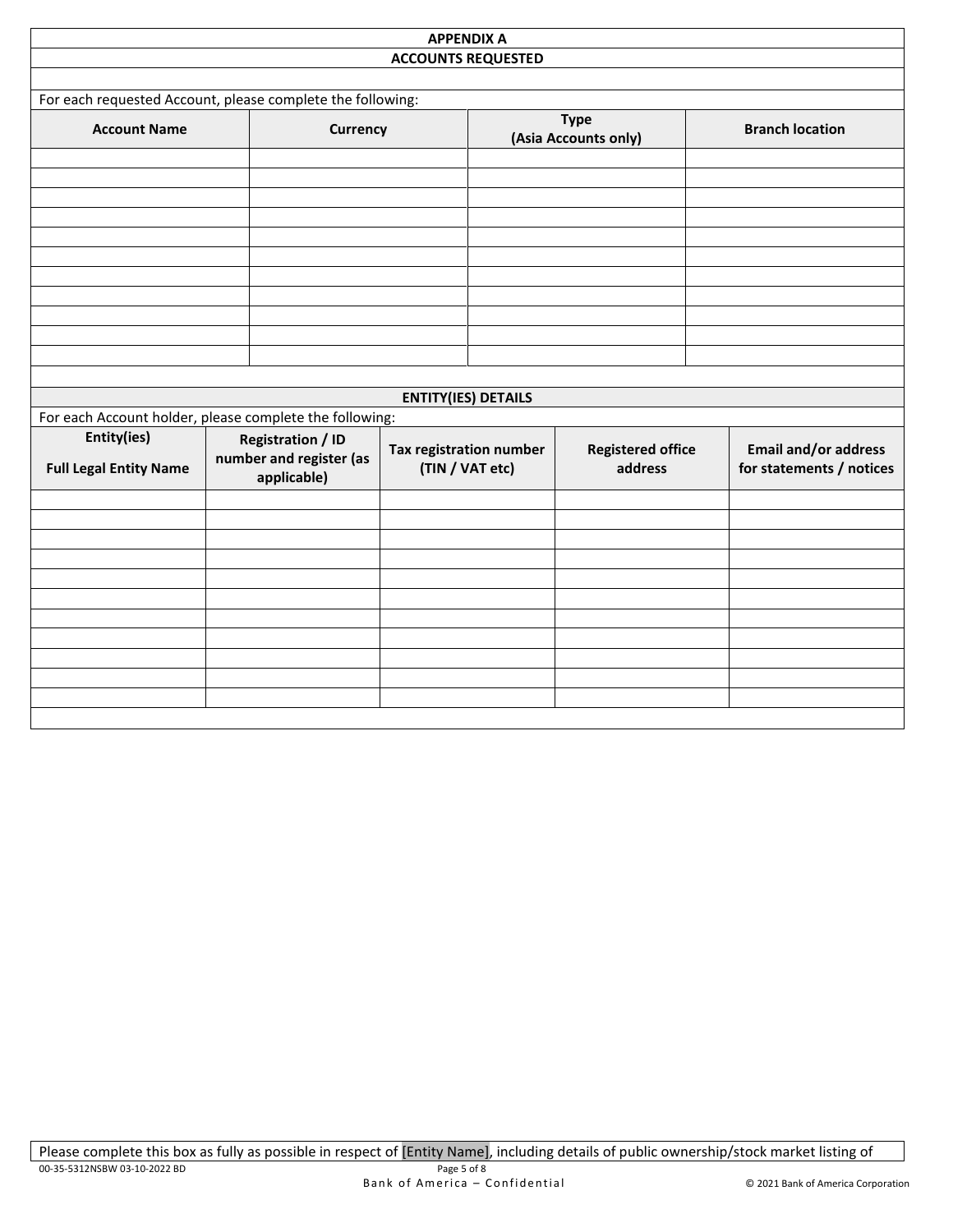## APPENDIX A

### ACCOUNTS REQUESTED

For each requested Account, please complete the following:

| Account Name | Currency | Type (Asia Accounts only) | Branch location |
|---|---|---|---|
| | | | |
| | | | |
| | | | |
| | | | |
| | | | |
| | | | |
| | | | |
| | | | |
| | | | |
| | | | |
| | | | |

### ENTITY(IES) DETAILS

For each Account holder, please complete the following:

| Entity(ies) Full Legal Entity Name | Registration / ID number and register (as applicable) | Tax registration number (TIN / VAT etc) | Registered office address | Email and/or address for statements / notices |
|---|---|---|---|---|
| | | | | |
| | | | | |
| | | | | |
| | | | | |
| | | | | |
| | | | | |
| | | | | |
| | | | | |
| | | | | |
| | | | | |
| | | | | |

Please complete this box as fully as possible in respect of [Entity Name], including details of public ownership/stock market listing of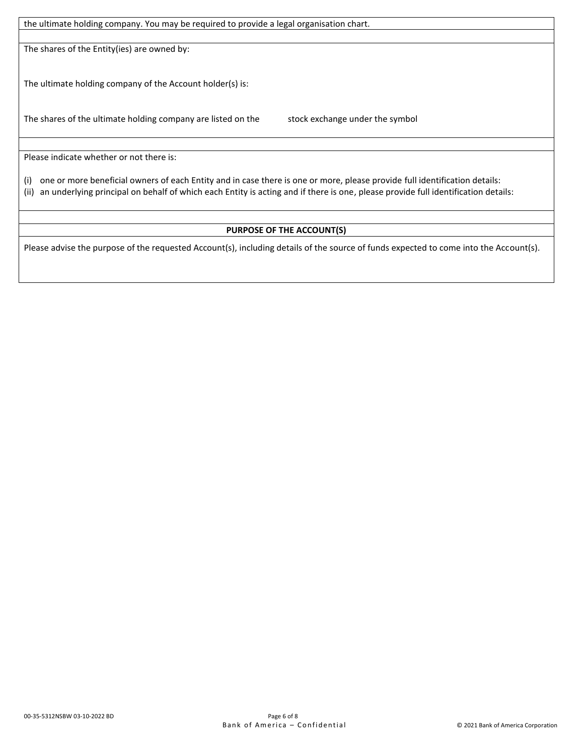the ultimate holding company. You may be required to provide a legal organisation chart.

The shares of the Entity(ies) are owned by:

The ultimate holding company of the Account holder(s) is:

The shares of the ultimate holding company are listed on the stock exchange under the symbol

Please indicate whether or not there is:

(i) one or more beneficial owners of each Entity and in case there is one or more, please provide full identification details:
(ii) an underlying principal on behalf of which each Entity is acting and if there is one, please provide full identification details:

**PURPOSE OF THE ACCOUNT(S)**

Please advise the purpose of the requested Account(s), including details of the source of funds expected to come into the Account(s).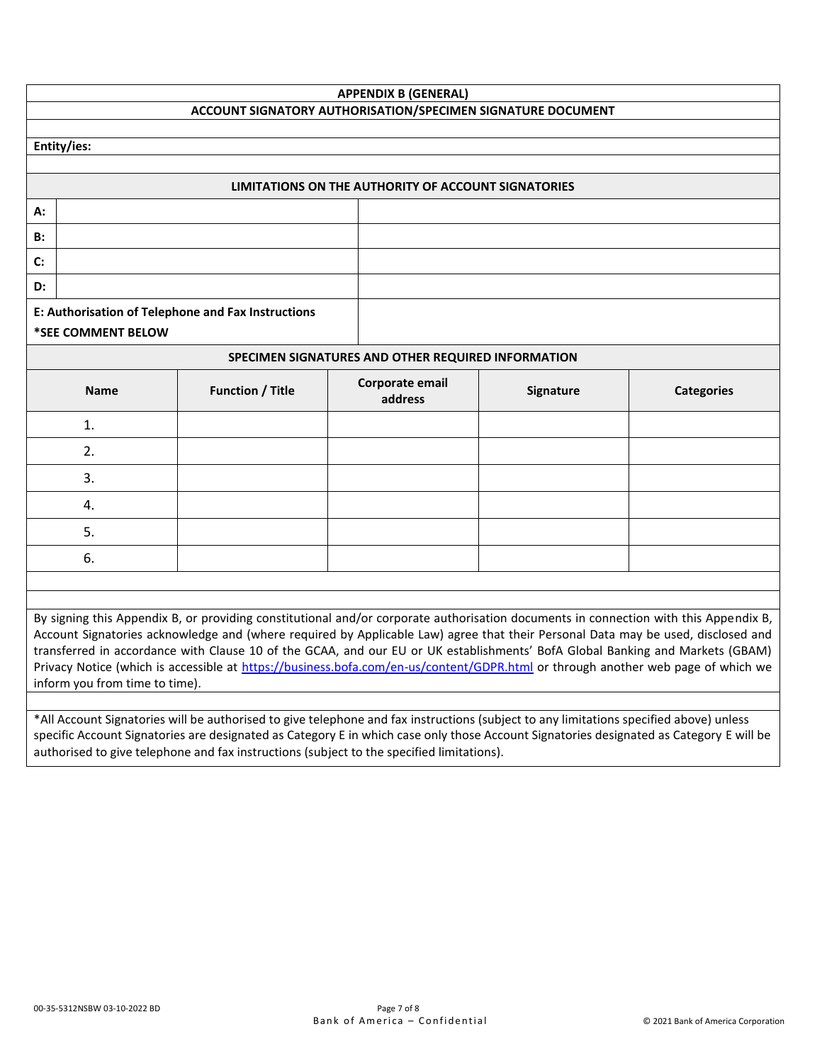**APPENDIX B (GENERAL)**

**ACCOUNT SIGNATORY AUTHORISATION/SPECIMEN SIGNATURE DOCUMENT**

**Entity/ies:**

**LIMITATIONS ON THE AUTHORITY OF ACCOUNT SIGNATORIES**

| | | |
|---|---|---|
| **A:** | | |
| **B:** | | |
| **C:** | | |
| **D:** | | |
| **E: Authorisation of Telephone and Fax Instructions** **\*SEE COMMENT BELOW** | | |

**SPECIMEN SIGNATURES AND OTHER REQUIRED INFORMATION**

| Name | Function / Title | Corporate email address | Signature | Categories |
|---|---|---|---|---|
| 1. | | | | |
| 2. | | | | |
| 3. | | | | |
| 4. | | | | |
| 5. | | | | |
| 6. | | | | |

By signing this Appendix B, or providing constitutional and/or corporate authorisation documents in connection with this Appendix B, Account Signatories acknowledge and (where required by Applicable Law) agree that their Personal Data may be used, disclosed and transferred in accordance with Clause 10 of the GCAA, and our EU or UK establishments' BofA Global Banking and Markets (GBAM) Privacy Notice (which is accessible at https://business.bofa.com/en-us/content/GDPR.html or through another web page of which we inform you from time to time).

*All Account Signatories will be authorised to give telephone and fax instructions (subject to any limitations specified above) unless specific Account Signatories are designated as Category E in which case only those Account Signatories designated as Category E will be authorised to give telephone and fax instructions (subject to the specified limitations).